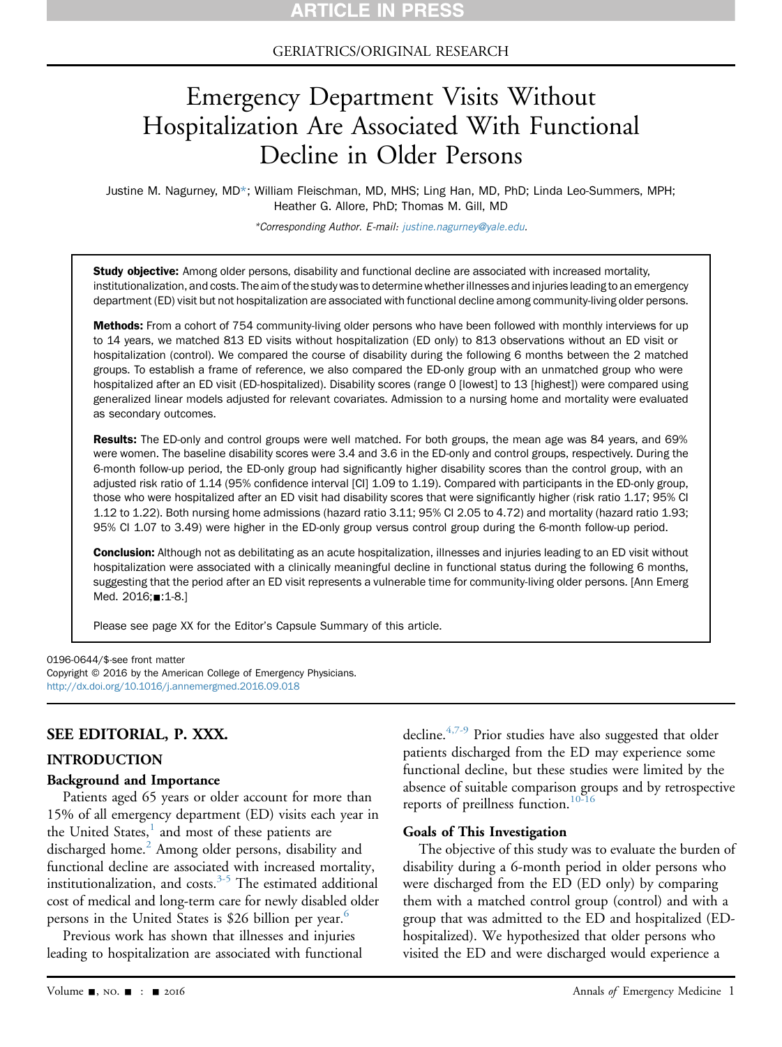ARTICLE IN PRESS

GERIATRICS/ORIGINAL RESEARCH

# Emergency Department Visits Without Hospitalization Are Associated With Functional Decline in Older Persons

Justine M. Nagurney, MD*; William Fleischman, MD, MHS; Ling Han, MD, PhD; Linda Leo-Summers, MPH; Heather G. Allore, PhD; Thomas M. Gill, MD

*Corresponding Author. E-mail: justine.nagurney@yale.edu.

**Study objective:** Among older persons, disability and functional decline are associated with increased mortality, institutionalization, and costs. The aim of the study was to determine whether illnesses and injuries leading to an emergency department (ED) visit but not hospitalization are associated with functional decline among community-living older persons.

**Methods:** From a cohort of 754 community-living older persons who have been followed with monthly interviews for up to 14 years, we matched 813 ED visits without hospitalization (ED only) to 813 observations without an ED visit or hospitalization (control). We compared the course of disability during the following 6 months between the 2 matched groups. To establish a frame of reference, we also compared the ED-only group with an unmatched group who were hospitalized after an ED visit (ED-hospitalized). Disability scores (range 0 [lowest] to 13 [highest]) were compared using generalized linear models adjusted for relevant covariates. Admission to a nursing home and mortality were evaluated as secondary outcomes.

**Results:** The ED-only and control groups were well matched. For both groups, the mean age was 84 years, and 69% were women. The baseline disability scores were 3.4 and 3.6 in the ED-only and control groups, respectively. During the 6-month follow-up period, the ED-only group had significantly higher disability scores than the control group, with an adjusted risk ratio of 1.14 (95% confidence interval [CI] 1.09 to 1.19). Compared with participants in the ED-only group, those who were hospitalized after an ED visit had disability scores that were significantly higher (risk ratio 1.17; 95% CI 1.12 to 1.22). Both nursing home admissions (hazard ratio 3.11; 95% CI 2.05 to 4.72) and mortality (hazard ratio 1.93; 95% CI 1.07 to 3.49) were higher in the ED-only group versus control group during the 6-month follow-up period.

**Conclusion:** Although not as debilitating as an acute hospitalization, illnesses and injuries leading to an ED visit without hospitalization were associated with a clinically meaningful decline in functional status during the following 6 months, suggesting that the period after an ED visit represents a vulnerable time for community-living older persons. [Ann Emerg Med. 2016;■:1-8.]

Please see page XX for the Editor's Capsule Summary of this article.

0196-0644/$-see front matter
Copyright © 2016 by the American College of Emergency Physicians.
http://dx.doi.org/10.1016/j.annemergmed.2016.09.018

## SEE EDITORIAL, P. XXX.

## INTRODUCTION

### Background and Importance

Patients aged 65 years or older account for more than 15% of all emergency department (ED) visits each year in the United States,[1] and most of these patients are discharged home.[2] Among older persons, disability and functional decline are associated with increased mortality, institutionalization, and costs.[3-5] The estimated additional cost of medical and long-term care for newly disabled older persons in the United States is $26 billion per year.[6]

Previous work has shown that illnesses and injuries leading to hospitalization are associated with functional decline.[4,7-9] Prior studies have also suggested that older patients discharged from the ED may experience some functional decline, but these studies were limited by the absence of suitable comparison groups and by retrospective reports of preillness function.[10-16]

### Goals of This Investigation

The objective of this study was to evaluate the burden of disability during a 6-month period in older persons who were discharged from the ED (ED only) by comparing them with a matched control group (control) and with a group that was admitted to the ED and hospitalized (ED-hospitalized). We hypothesized that older persons who visited the ED and were discharged would experience a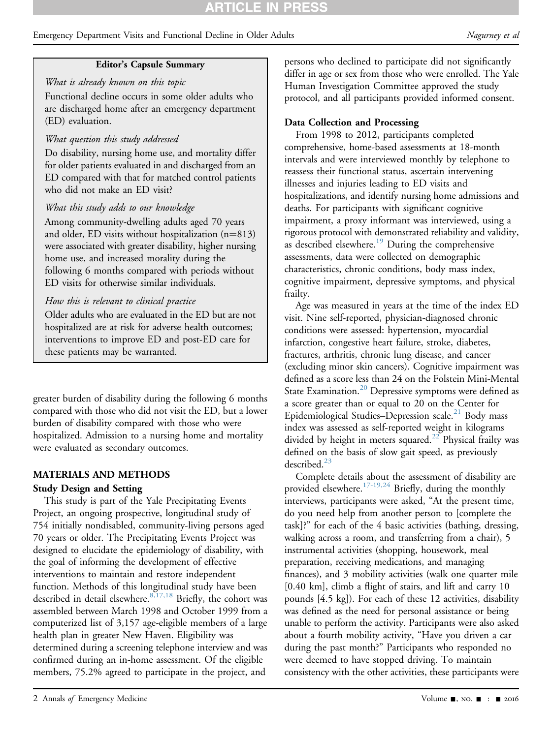**Editor's Capsule Summary**

*What is already known on this topic*

Functional decline occurs in some older adults who are discharged home after an emergency department (ED) evaluation.

*What question this study addressed*

Do disability, nursing home use, and mortality differ for older patients evaluated in and discharged from an ED compared with that for matched control patients who did not make an ED visit?

*What this study adds to our knowledge*

Among community-dwelling adults aged 70 years and older, ED visits without hospitalization (n=813) were associated with greater disability, higher nursing home use, and increased morality during the following 6 months compared with periods without ED visits for otherwise similar individuals.

*How this is relevant to clinical practice*

Older adults who are evaluated in the ED but are not hospitalized are at risk for adverse health outcomes; interventions to improve ED and post-ED care for these patients may be warranted.

greater burden of disability during the following 6 months compared with those who did not visit the ED, but a lower burden of disability compared with those who were hospitalized. Admission to a nursing home and mortality were evaluated as secondary outcomes.

## MATERIALS AND METHODS

### Study Design and Setting

This study is part of the Yale Precipitating Events Project, an ongoing prospective, longitudinal study of 754 initially nondisabled, community-living persons aged 70 years or older. The Precipitating Events Project was designed to elucidate the epidemiology of disability, with the goal of informing the development of effective interventions to maintain and restore independent function. Methods of this longitudinal study have been described in detail elsewhere.[8,17,18] Briefly, the cohort was assembled between March 1998 and October 1999 from a computerized list of 3,157 age-eligible members of a large health plan in greater New Haven. Eligibility was determined during a screening telephone interview and was confirmed during an in-home assessment. Of the eligible members, 75.2% agreed to participate in the project, and persons who declined to participate did not significantly differ in age or sex from those who were enrolled. The Yale Human Investigation Committee approved the study protocol, and all participants provided informed consent.

### Data Collection and Processing

From 1998 to 2012, participants completed comprehensive, home-based assessments at 18-month intervals and were interviewed monthly by telephone to reassess their functional status, ascertain intervening illnesses and injuries leading to ED visits and hospitalizations, and identify nursing home admissions and deaths. For participants with significant cognitive impairment, a proxy informant was interviewed, using a rigorous protocol with demonstrated reliability and validity, as described elsewhere.[19] During the comprehensive assessments, data were collected on demographic characteristics, chronic conditions, body mass index, cognitive impairment, depressive symptoms, and physical frailty.

Age was measured in years at the time of the index ED visit. Nine self-reported, physician-diagnosed chronic conditions were assessed: hypertension, myocardial infarction, congestive heart failure, stroke, diabetes, fractures, arthritis, chronic lung disease, and cancer (excluding minor skin cancers). Cognitive impairment was defined as a score less than 24 on the Folstein Mini-Mental State Examination.[20] Depressive symptoms were defined as a score greater than or equal to 20 on the Center for Epidemiological Studies–Depression scale.[21] Body mass index was assessed as self-reported weight in kilograms divided by height in meters squared.[22] Physical frailty was defined on the basis of slow gait speed, as previously described.[23]

Complete details about the assessment of disability are provided elsewhere.[17-19,24] Briefly, during the monthly interviews, participants were asked, "At the present time, do you need help from another person to [complete the task]?" for each of the 4 basic activities (bathing, dressing, walking across a room, and transferring from a chair), 5 instrumental activities (shopping, housework, meal preparation, receiving medications, and managing finances), and 3 mobility activities (walk one quarter mile [0.40 km], climb a flight of stairs, and lift and carry 10 pounds [4.5 kg]). For each of these 12 activities, disability was defined as the need for personal assistance or being unable to perform the activity. Participants were also asked about a fourth mobility activity, "Have you driven a car during the past month?" Participants who responded no were deemed to have stopped driving. To maintain consistency with the other activities, these participants were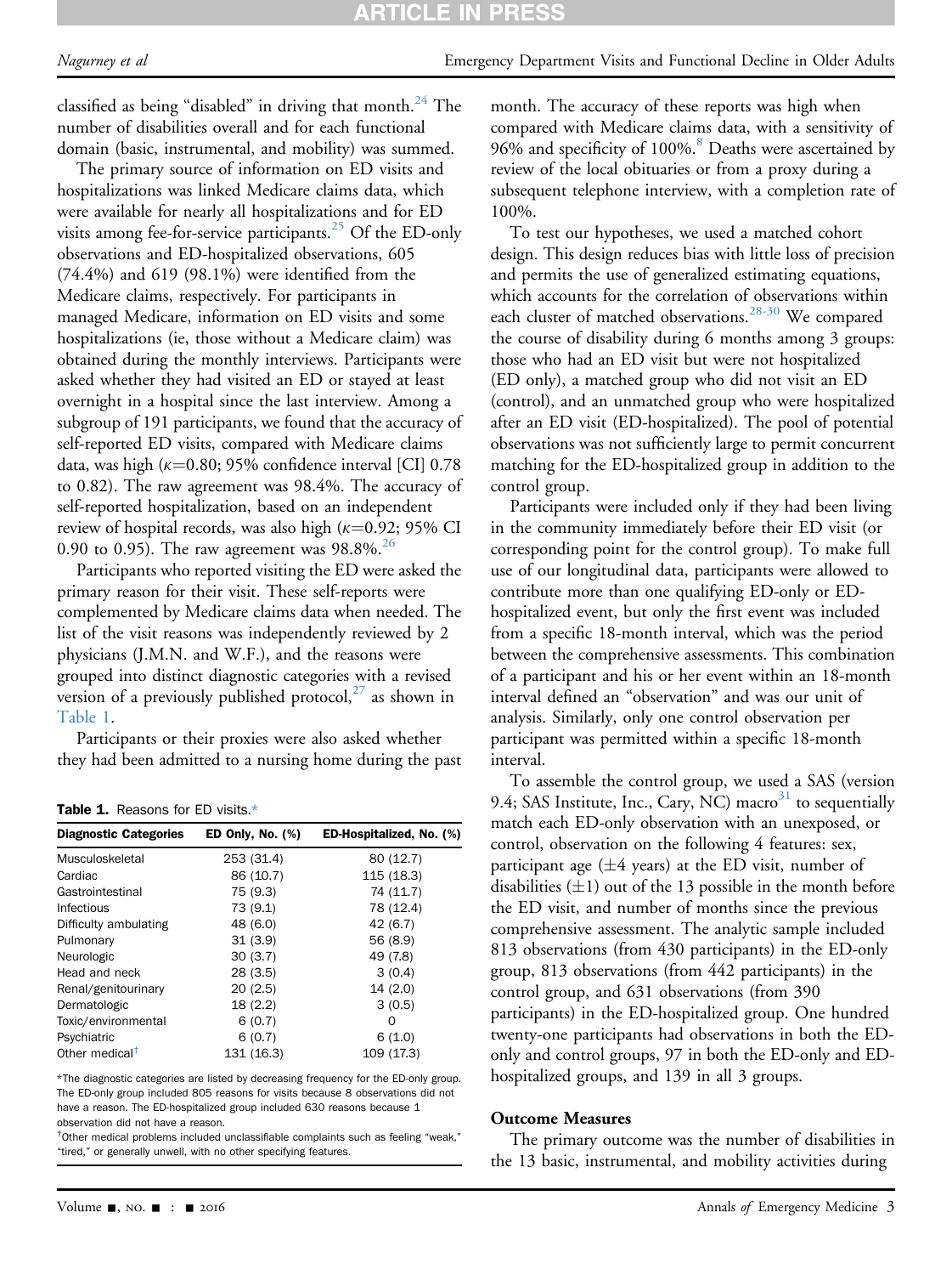classified as being "disabled" in driving that month.[24] The number of disabilities overall and for each functional domain (basic, instrumental, and mobility) was summed.

The primary source of information on ED visits and hospitalizations was linked Medicare claims data, which were available for nearly all hospitalizations and for ED visits among fee-for-service participants.[25] Of the ED-only observations and ED-hospitalized observations, 605 (74.4%) and 619 (98.1%) were identified from the Medicare claims, respectively. For participants in managed Medicare, information on ED visits and some hospitalizations (ie, those without a Medicare claim) was obtained during the monthly interviews. Participants were asked whether they had visited an ED or stayed at least overnight in a hospital since the last interview. Among a subgroup of 191 participants, we found that the accuracy of self-reported ED visits, compared with Medicare claims data, was high ($\kappa$=0.80; 95% confidence interval [CI] 0.78 to 0.82). The raw agreement was 98.4%. The accuracy of self-reported hospitalization, based on an independent review of hospital records, was also high ($\kappa$=0.92; 95% CI 0.90 to 0.95). The raw agreement was 98.8%.[26]

Participants who reported visiting the ED were asked the primary reason for their visit. These self-reports were complemented by Medicare claims data when needed. The list of the visit reasons was independently reviewed by 2 physicians (J.M.N. and W.F.), and the reasons were grouped into distinct diagnostic categories with a revised version of a previously published protocol,[27] as shown in Table 1.

Participants or their proxies were also asked whether they had been admitted to a nursing home during the past month. The accuracy of these reports was high when compared with Medicare claims data, with a sensitivity of 96% and specificity of 100%.[8] Deaths were ascertained by review of the local obituaries or from a proxy during a subsequent telephone interview, with a completion rate of 100%.

**Table 1.** Reasons for ED visits.*

| Diagnostic Categories | ED Only, No. (%) | ED-Hospitalized, No. (%) |
|---|---|---|
| Musculoskeletal | 253 (31.4) | 80 (12.7) |
| Cardiac | 86 (10.7) | 115 (18.3) |
| Gastrointestinal | 75 (9.3) | 74 (11.7) |
| Infectious | 73 (9.1) | 78 (12.4) |
| Difficulty ambulating | 48 (6.0) | 42 (6.7) |
| Pulmonary | 31 (3.9) | 56 (8.9) |
| Neurologic | 30 (3.7) | 49 (7.8) |
| Head and neck | 28 (3.5) | 3 (0.4) |
| Renal/genitourinary | 20 (2.5) | 14 (2.0) |
| Dermatologic | 18 (2.2) | 3 (0.5) |
| Toxic/environmental | 6 (0.7) | 0 |
| Psychiatric | 6 (0.7) | 6 (1.0) |
| Other medical† | 131 (16.3) | 109 (17.3) |

*The diagnostic categories are listed by decreasing frequency for the ED-only group. The ED-only group included 805 reasons for visits because 8 observations did not have a reason. The ED-hospitalized group included 630 reasons because 1 observation did not have a reason.

†Other medical problems included unclassifiable complaints such as feeling "weak," "tired," or generally unwell, with no other specifying features.

To test our hypotheses, we used a matched cohort design. This design reduces bias with little loss of precision and permits the use of generalized estimating equations, which accounts for the correlation of observations within each cluster of matched observations.[28-30] We compared the course of disability during 6 months among 3 groups: those who had an ED visit but were not hospitalized (ED only), a matched group who did not visit an ED (control), and an unmatched group who were hospitalized after an ED visit (ED-hospitalized). The pool of potential observations was not sufficiently large to permit concurrent matching for the ED-hospitalized group in addition to the control group.

Participants were included only if they had been living in the community immediately before their ED visit (or corresponding point for the control group). To make full use of our longitudinal data, participants were allowed to contribute more than one qualifying ED-only or ED-hospitalized event, but only the first event was included from a specific 18-month interval, which was the period between the comprehensive assessments. This combination of a participant and his or her event within an 18-month interval defined an "observation" and was our unit of analysis. Similarly, only one control observation per participant was permitted within a specific 18-month interval.

To assemble the control group, we used a SAS (version 9.4; SAS Institute, Inc., Cary, NC) macro[31] to sequentially match each ED-only observation with an unexposed, or control, observation on the following 4 features: sex, participant age (±4 years) at the ED visit, number of disabilities (±1) out of the 13 possible in the month before the ED visit, and number of months since the previous comprehensive assessment. The analytic sample included 813 observations (from 430 participants) in the ED-only group, 813 observations (from 442 participants) in the control group, and 631 observations (from 390 participants) in the ED-hospitalized group. One hundred twenty-one participants had observations in both the ED-only and control groups, 97 in both the ED-only and ED-hospitalized groups, and 139 in all 3 groups.

### Outcome Measures

The primary outcome was the number of disabilities in the 13 basic, instrumental, and mobility activities during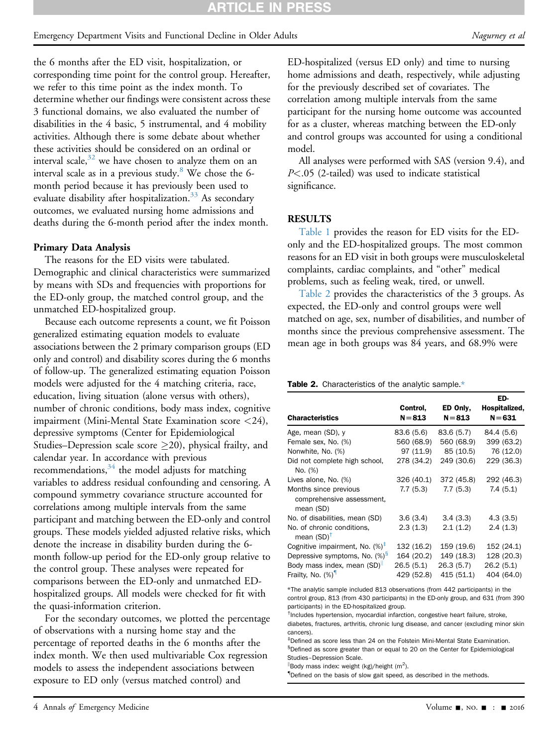the 6 months after the ED visit, hospitalization, or corresponding time point for the control group. Hereafter, we refer to this time point as the index month. To determine whether our findings were consistent across these 3 functional domains, we also evaluated the number of disabilities in the 4 basic, 5 instrumental, and 4 mobility activities. Although there is some debate about whether these activities should be considered on an ordinal or interval scale,[32] we have chosen to analyze them on an interval scale as in a previous study.[8] We chose the 6-month period because it has previously been used to evaluate disability after hospitalization.[33] As secondary outcomes, we evaluated nursing home admissions and deaths during the 6-month period after the index month.

### Primary Data Analysis

The reasons for the ED visits were tabulated. Demographic and clinical characteristics were summarized by means with SDs and frequencies with proportions for the ED-only group, the matched control group, and the unmatched ED-hospitalized group.

Because each outcome represents a count, we fit Poisson generalized estimating equation models to evaluate associations between the 2 primary comparison groups (ED only and control) and disability scores during the 6 months of follow-up. The generalized estimating equation Poisson models were adjusted for the 4 matching criteria, race, education, living situation (alone versus with others), number of chronic conditions, body mass index, cognitive impairment (Mini-Mental State Examination score <24), depressive symptoms (Center for Epidemiological Studies–Depression scale score ≥20), physical frailty, and calendar year. In accordance with previous recommendations,[34] the model adjusts for matching variables to address residual confounding and censoring. A compound symmetry covariance structure accounted for correlations among multiple intervals from the same participant and matching between the ED-only and control groups. These models yielded adjusted relative risks, which denote the increase in disability burden during the 6-month follow-up period for the ED-only group relative to the control group. These analyses were repeated for comparisons between the ED-only and unmatched ED-hospitalized groups. All models were checked for fit with the quasi-information criterion.

For the secondary outcomes, we plotted the percentage of observations with a nursing home stay and the percentage of reported deaths in the 6 months after the index month. We then used multivariable Cox regression models to assess the independent associations between exposure to ED only (versus matched control) and ED-hospitalized (versus ED only) and time to nursing home admissions and death, respectively, while adjusting for the previously described set of covariates. The correlation among multiple intervals from the same participant for the nursing home outcome was accounted for as a cluster, whereas matching between the ED-only and control groups was accounted for using a conditional model.

All analyses were performed with SAS (version 9.4), and $P<.05$ (2-tailed) was used to indicate statistical significance.

## RESULTS

Table 1 provides the reason for ED visits for the ED-only and the ED-hospitalized groups. The most common reasons for an ED visit in both groups were musculoskeletal complaints, cardiac complaints, and "other" medical problems, such as feeling weak, tired, or unwell.

Table 2 provides the characteristics of the 3 groups. As expected, the ED-only and control groups were well matched on age, sex, number of disabilities, and number of months since the previous comprehensive assessment. The mean age in both groups was 84 years, and 68.9% were

**Table 2.** Characteristics of the analytic sample.*

| Characteristics | Control, N=813 | ED Only, N=813 | ED-Hospitalized, N=631 |
|---|---|---|---|
| Age, mean (SD), y | 83.6 (5.6) | 83.6 (5.7) | 84.4 (5.6) |
| Female sex, No. (%) | 560 (68.9) | 560 (68.9) | 399 (63.2) |
| Nonwhite, No. (%) | 97 (11.9) | 85 (10.5) | 76 (12.0) |
| Did not complete high school, No. (%) | 278 (34.2) | 249 (30.6) | 229 (36.3) |
| Lives alone, No. (%) | 326 (40.1) | 372 (45.8) | 292 (46.3) |
| Months since previous comprehensive assessment, mean (SD) | 7.7 (5.3) | 7.7 (5.3) | 7.4 (5.1) |
| No. of disabilities, mean (SD) | 3.6 (3.4) | 3.4 (3.3) | 4.3 (3.5) |
| No. of chronic conditions, mean (SD)† | 2.3 (1.3) | 2.1 (1.2) | 2.4 (1.3) |
| Cognitive impairment, No. (%)‡ | 132 (16.2) | 159 (19.6) | 152 (24.1) |
| Depressive symptoms, No. (%)§ | 164 (20.2) | 149 (18.3) | 128 (20.3) |
| Body mass index, mean (SD)‖ | 26.5 (5.1) | 26.3 (5.7) | 26.2 (5.1) |
| Frailty, No. (%)¶ | 429 (52.8) | 415 (51.1) | 404 (64.0) |

*The analytic sample included 813 observations (from 442 participants) in the control group, 813 (from 430 participants) in the ED-only group, and 631 (from 390 participants) in the ED-hospitalized group.

†Includes hypertension, myocardial infarction, congestive heart failure, stroke, diabetes, fractures, arthritis, chronic lung disease, and cancer (excluding minor skin cancers).

‡Defined as score less than 24 on the Folstein Mini-Mental State Examination.

§Defined as score greater than or equal to 20 on the Center for Epidemiological Studies–Depression Scale.

‖Body mass index: weight (kg)/height ($m^2$).

¶Defined on the basis of slow gait speed, as described in the methods.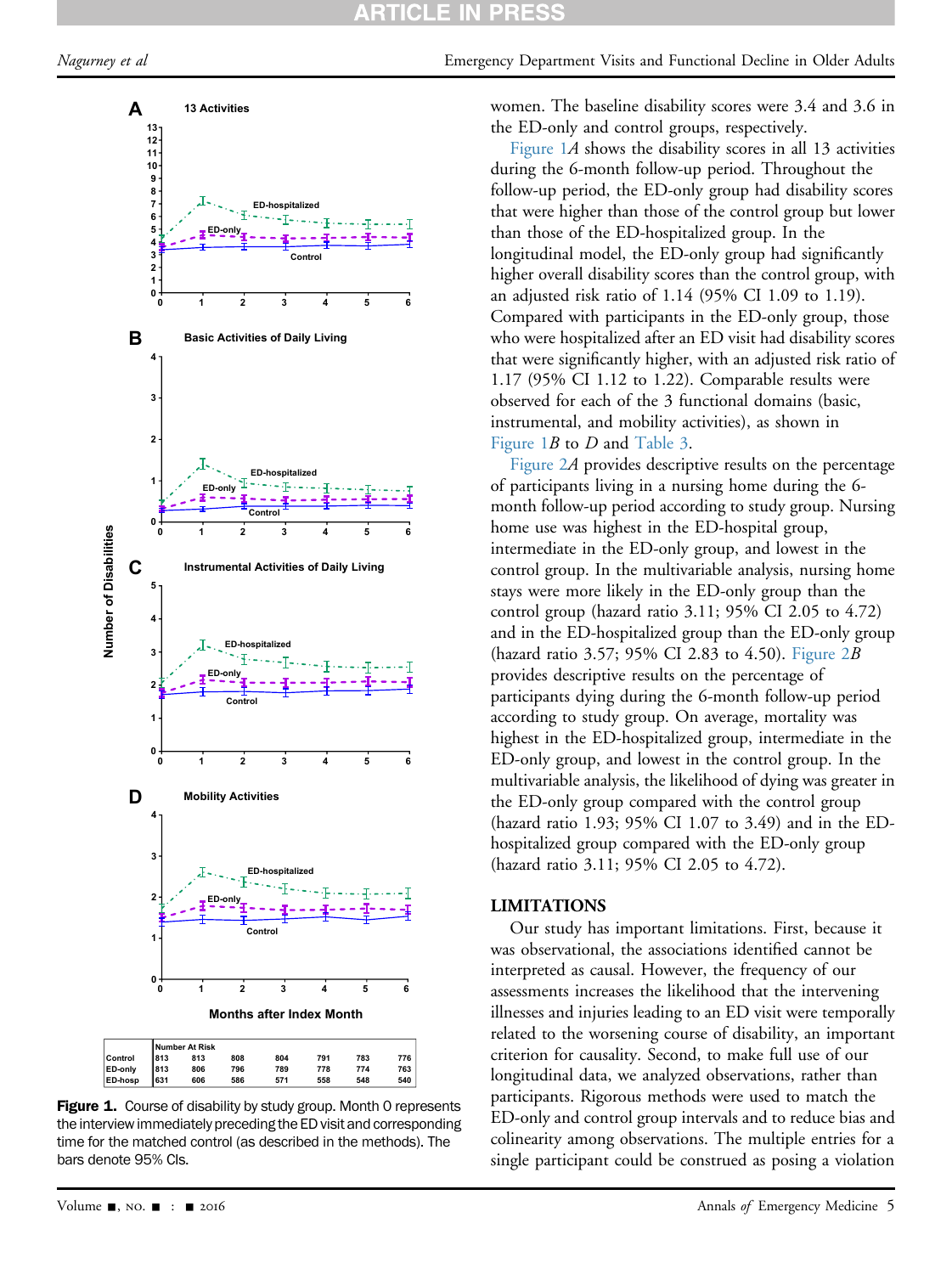| | Number At Risk | | | | | | |
|---|---|---|---|---|---|---|---|
| Control | 813 | 813 | 808 | 804 | 791 | 783 | 776 |
| ED-only | 813 | 806 | 796 | 789 | 778 | 774 | 763 |
| ED-hosp | 631 | 606 | 586 | 571 | 558 | 548 | 540 |

**Figure 1.** Course of disability by study group. Month 0 represents the interview immediately preceding the ED visit and corresponding time for the matched control (as described in the methods). The bars denote 95% CIs.

women. The baseline disability scores were 3.4 and 3.6 in the ED-only and control groups, respectively.

Figure 1*A* shows the disability scores in all 13 activities during the 6-month follow-up period. Throughout the follow-up period, the ED-only group had disability scores that were higher than those of the control group but lower than those of the ED-hospitalized group. In the longitudinal model, the ED-only group had significantly higher overall disability scores than the control group, with an adjusted risk ratio of 1.14 (95% CI 1.09 to 1.19). Compared with participants in the ED-only group, those who were hospitalized after an ED visit had disability scores that were significantly higher, with an adjusted risk ratio of 1.17 (95% CI 1.12 to 1.22). Comparable results were observed for each of the 3 functional domains (basic, instrumental, and mobility activities), as shown in Figure 1*B* to *D* and Table 3.

Figure 2*A* provides descriptive results on the percentage of participants living in a nursing home during the 6-month follow-up period according to study group. Nursing home use was highest in the ED-hospital group, intermediate in the ED-only group, and lowest in the control group. In the multivariable analysis, nursing home stays were more likely in the ED-only group than the control group (hazard ratio 3.11; 95% CI 2.05 to 4.72) and in the ED-hospitalized group than the ED-only group (hazard ratio 3.57; 95% CI 2.83 to 4.50). Figure 2*B* provides descriptive results on the percentage of participants dying during the 6-month follow-up period according to study group. On average, mortality was highest in the ED-hospitalized group, intermediate in the ED-only group, and lowest in the control group. In the multivariable analysis, the likelihood of dying was greater in the ED-only group compared with the control group (hazard ratio 1.93; 95% CI 1.07 to 3.49) and in the ED-hospitalized group compared with the ED-only group (hazard ratio 3.11; 95% CI 2.05 to 4.72).

## LIMITATIONS

Our study has important limitations. First, because it was observational, the associations identified cannot be interpreted as causal. However, the frequency of our assessments increases the likelihood that the intervening illnesses and injuries leading to an ED visit were temporally related to the worsening course of disability, an important criterion for causality. Second, to make full use of our longitudinal data, we analyzed observations, rather than participants. Rigorous methods were used to match the ED-only and control group intervals and to reduce bias and colinearity among observations. The multiple entries for a single participant could be construed as posing a violation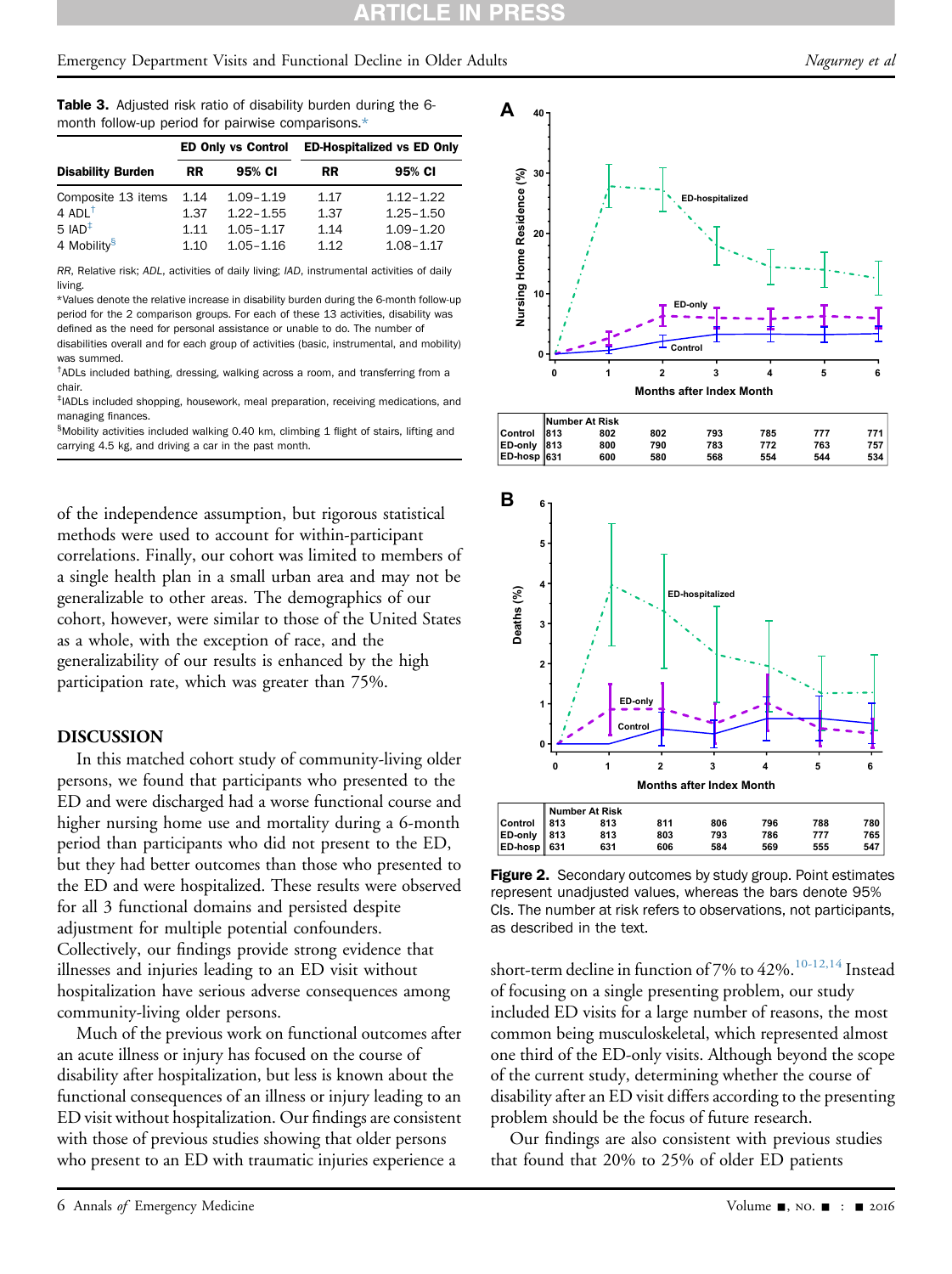**Table 3.** Adjusted risk ratio of disability burden during the 6-month follow-up period for pairwise comparisons.*

| Disability Burden | ED Only vs Control | | ED-Hospitalized vs ED Only | |
|---|---|---|---|---|
| | RR | 95% CI | RR | 95% CI |
| Composite 13 items | 1.14 | 1.09–1.19 | 1.17 | 1.12–1.22 |
| 4 ADL† | 1.37 | 1.22–1.55 | 1.37 | 1.25–1.50 |
| 5 IAD‡ | 1.11 | 1.05–1.17 | 1.14 | 1.09–1.20 |
| 4 Mobility§ | 1.10 | 1.05–1.16 | 1.12 | 1.08–1.17 |

RR, Relative risk; ADL, activities of daily living; IAD, instrumental activities of daily living.

*Values denote the relative increase in disability burden during the 6-month follow-up period for the 2 comparison groups. For each of these 13 activities, disability was defined as the need for personal assistance or unable to do. The number of disabilities overall and for each group of activities (basic, instrumental, and mobility) was summed.

†ADLs included bathing, dressing, walking across a room, and transferring from a chair.

‡IADLs included shopping, housework, meal preparation, receiving medications, and managing finances.

§Mobility activities included walking 0.40 km, climbing 1 flight of stairs, lifting and carrying 4.5 kg, and driving a car in the past month.

of the independence assumption, but rigorous statistical methods were used to account for within-participant correlations. Finally, our cohort was limited to members of a single health plan in a small urban area and may not be generalizable to other areas. The demographics of our cohort, however, were similar to those of the United States as a whole, with the exception of race, and the generalizability of our results is enhanced by the high participation rate, which was greater than 75%.

## DISCUSSION

In this matched cohort study of community-living older persons, we found that participants who presented to the ED and were discharged had a worse functional course and higher nursing home use and mortality during a 6-month period than participants who did not present to the ED, but they had better outcomes than those who presented to the ED and were hospitalized. These results were observed for all 3 functional domains and persisted despite adjustment for multiple potential confounders. Collectively, our findings provide strong evidence that illnesses and injuries leading to an ED visit without hospitalization have serious adverse consequences among community-living older persons.

Much of the previous work on functional outcomes after an acute illness or injury has focused on the course of disability after hospitalization, but less is known about the functional consequences of an illness or injury leading to an ED visit without hospitalization. Our findings are consistent with those of previous studies showing that older persons who present to an ED with traumatic injuries experience a short-term decline in function of 7% to 42%.[10-12,14] Instead of focusing on a single presenting problem, our study included ED visits for a large number of reasons, the most common being musculoskeletal, which represented almost one third of the ED-only visits. Although beyond the scope of the current study, determining whether the course of disability after an ED visit differs according to the presenting problem should be the focus of future research.

Our findings are also consistent with previous studies that found that 20% to 25% of older ED patients

| | Number At Risk | | | | | | |
|---|---|---|---|---|---|---|---|
| Control | 813 | 802 | 802 | 793 | 785 | 777 | 771 |
| ED-only | 813 | 800 | 790 | 783 | 772 | 763 | 757 |
| ED-hosp | 631 | 600 | 580 | 568 | 554 | 544 | 534 |

| | Number At Risk | | | | | | |
|---|---|---|---|---|---|---|---|
| Control | 813 | 813 | 811 | 806 | 796 | 788 | 780 |
| ED-only | 813 | 813 | 803 | 793 | 786 | 777 | 765 |
| ED-hosp | 631 | 631 | 606 | 584 | 569 | 555 | 547 |

**Figure 2.** Secondary outcomes by study group. Point estimates represent unadjusted values, whereas the bars denote 95% CIs. The number at risk refers to observations, not participants, as described in the text.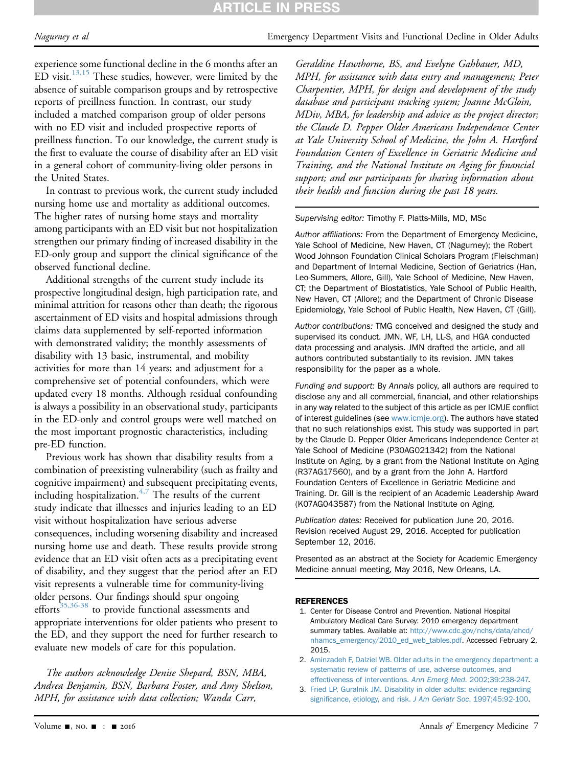experience some functional decline in the 6 months after an ED visit.[13,15] These studies, however, were limited by the absence of suitable comparison groups and by retrospective reports of preillness function. In contrast, our study included a matched comparison group of older persons with no ED visit and included prospective reports of preillness function. To our knowledge, the current study is the first to evaluate the course of disability after an ED visit in a general cohort of community-living older persons in the United States.

In contrast to previous work, the current study included nursing home use and mortality as additional outcomes. The higher rates of nursing home stays and mortality among participants with an ED visit but not hospitalization strengthen our primary finding of increased disability in the ED-only group and support the clinical significance of the observed functional decline.

Additional strengths of the current study include its prospective longitudinal design, high participation rate, and minimal attrition for reasons other than death; the rigorous ascertainment of ED visits and hospital admissions through claims data supplemented by self-reported information with demonstrated validity; the monthly assessments of disability with 13 basic, instrumental, and mobility activities for more than 14 years; and adjustment for a comprehensive set of potential confounders, which were updated every 18 months. Although residual confounding is always a possibility in an observational study, participants in the ED-only and control groups were well matched on the most important prognostic characteristics, including pre-ED function.

Previous work has shown that disability results from a combination of preexisting vulnerability (such as frailty and cognitive impairment) and subsequent precipitating events, including hospitalization.[4,7] The results of the current study indicate that illnesses and injuries leading to an ED visit without hospitalization have serious adverse consequences, including worsening disability and increased nursing home use and death. These results provide strong evidence that an ED visit often acts as a precipitating event of disability, and they suggest that the period after an ED visit represents a vulnerable time for community-living older persons. Our findings should spur ongoing efforts[35,36-38] to provide functional assessments and appropriate interventions for older patients who present to the ED, and they support the need for further research to evaluate new models of care for this population.

*The authors acknowledge Denise Shepard, BSN, MBA, Andrea Benjamin, BSN, Barbara Foster, and Amy Shelton, MPH, for assistance with data collection; Wanda Carr, Geraldine Hawthorne, BS, and Evelyne Gahbauer, MD, MPH, for assistance with data entry and management; Peter Charpentier, MPH, for design and development of the study database and participant tracking system; Joanne McGloin, MDiv, MBA, for leadership and advice as the project director; the Claude D. Pepper Older Americans Independence Center at Yale University School of Medicine, the John A. Hartford Foundation Centers of Excellence in Geriatric Medicine and Training, and the National Institute on Aging for financial support; and our participants for sharing information about their health and function during the past 18 years.*

*Supervising editor:* Timothy F. Platts-Mills, MD, MSc

*Author affiliations:* From the Department of Emergency Medicine, Yale School of Medicine, New Haven, CT (Nagurney); the Robert Wood Johnson Foundation Clinical Scholars Program (Fleischman) and Department of Internal Medicine, Section of Geriatrics (Han, Leo-Summers, Allore, Gill), Yale School of Medicine, New Haven, CT; the Department of Biostatistics, Yale School of Public Health, New Haven, CT (Allore); and the Department of Chronic Disease Epidemiology, Yale School of Public Health, New Haven, CT (Gill).

*Author contributions:* TMG conceived and designed the study and supervised its conduct. JMN, WF, LH, LL-S, and HGA conducted data processing and analysis. JMN drafted the article, and all authors contributed substantially to its revision. JMN takes responsibility for the paper as a whole.

*Funding and support:* By *Annals* policy, all authors are required to disclose any and all commercial, financial, and other relationships in any way related to the subject of this article as per ICMJE conflict of interest guidelines (see www.icmje.org). The authors have stated that no such relationships exist. This study was supported in part by the Claude D. Pepper Older Americans Independence Center at Yale School of Medicine (P30AG021342) from the National Institute on Aging, by a grant from the National Institute on Aging (R37AG17560), and by a grant from the John A. Hartford Foundation Centers of Excellence in Geriatric Medicine and Training. Dr. Gill is the recipient of an Academic Leadership Award (K07AG043587) from the National Institute on Aging.

*Publication dates:* Received for publication June 20, 2016. Revision received August 29, 2016. Accepted for publication September 12, 2016.

Presented as an abstract at the Society for Academic Emergency Medicine annual meeting, May 2016, New Orleans, LA.

## REFERENCES

1. Center for Disease Control and Prevention. National Hospital Ambulatory Medical Care Survey: 2010 emergency department summary tables. Available at: http://www.cdc.gov/nchs/data/ahcd/nhamcs_emergency/2010_ed_web_tables.pdf. Accessed February 2, 2015.
2. Aminzadeh F, Dalziel WB. Older adults in the emergency department: a systematic review of patterns of use, adverse outcomes, and effectiveness of interventions. *Ann Emerg Med*. 2002;39:238-247.
3. Fried LP, Guralnik JM. Disability in older adults: evidence regarding significance, etiology, and risk. *J Am Geriatr Soc*. 1997;45:92-100.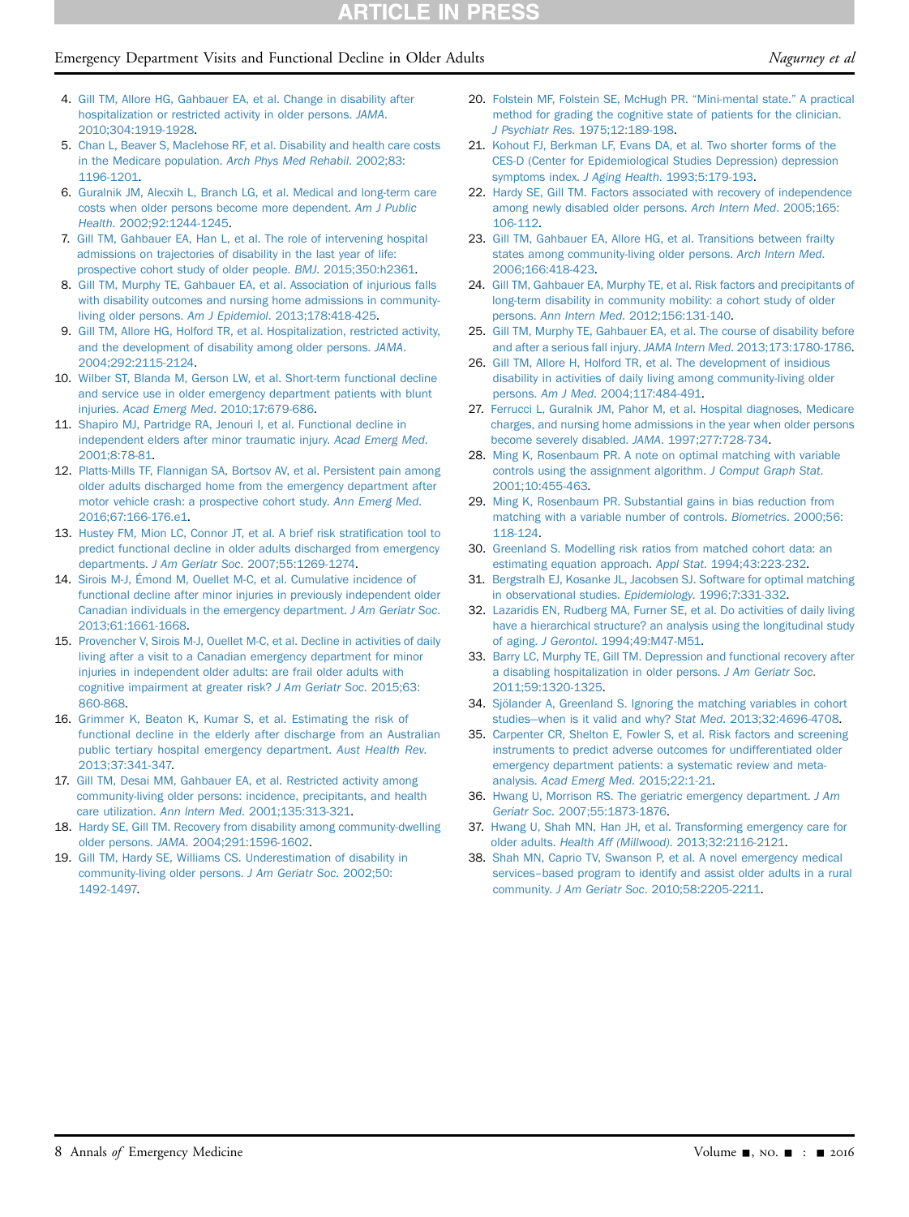4. Gill TM, Allore HG, Gahbauer EA, et al. Change in disability after hospitalization or restricted activity in older persons. *JAMA*. 2010;304:1919-1928.
5. Chan L, Beaver S, Maclehose RF, et al. Disability and health care costs in the Medicare population. *Arch Phys Med Rehabil*. 2002;83:1196-1201.
6. Guralnik JM, Alecxih L, Branch LG, et al. Medical and long-term care costs when older persons become more dependent. *Am J Public Health*. 2002;92:1244-1245.
7. Gill TM, Gahbauer EA, Han L, et al. The role of intervening hospital admissions on trajectories of disability in the last year of life: prospective cohort study of older people. *BMJ*. 2015;350:h2361.
8. Gill TM, Murphy TE, Gahbauer EA, et al. Association of injurious falls with disability outcomes and nursing home admissions in community-living older persons. *Am J Epidemiol*. 2013;178:418-425.
9. Gill TM, Allore HG, Holford TR, et al. Hospitalization, restricted activity, and the development of disability among older persons. *JAMA*. 2004;292:2115-2124.
10. Wilber ST, Blanda M, Gerson LW, et al. Short-term functional decline and service use in older emergency department patients with blunt injuries. *Acad Emerg Med*. 2010;17:679-686.
11. Shapiro MJ, Partridge RA, Jenouri I, et al. Functional decline in independent elders after minor traumatic injury. *Acad Emerg Med*. 2001;8:78-81.
12. Platts-Mills TF, Flannigan SA, Bortsov AV, et al. Persistent pain among older adults discharged home from the emergency department after motor vehicle crash: a prospective cohort study. *Ann Emerg Med*. 2016;67:166-176.e1.
13. Hustey FM, Mion LC, Connor JT, et al. A brief risk stratification tool to predict functional decline in older adults discharged from emergency departments. *J Am Geriatr Soc*. 2007;55:1269-1274.
14. Sirois M-J, Émond M, Ouellet M-C, et al. Cumulative incidence of functional decline after minor injuries in previously independent older Canadian individuals in the emergency department. *J Am Geriatr Soc*. 2013;61:1661-1668.
15. Provencher V, Sirois M-J, Ouellet M-C, et al. Decline in activities of daily living after a visit to a Canadian emergency department for minor injuries in independent older adults: are frail older adults with cognitive impairment at greater risk? *J Am Geriatr Soc*. 2015;63:860-868.
16. Grimmer K, Beaton K, Kumar S, et al. Estimating the risk of functional decline in the elderly after discharge from an Australian public tertiary hospital emergency department. *Aust Health Rev*. 2013;37:341-347.
17. Gill TM, Desai MM, Gahbauer EA, et al. Restricted activity among community-living older persons: incidence, precipitants, and health care utilization. *Ann Intern Med*. 2001;135:313-321.
18. Hardy SE, Gill TM. Recovery from disability among community-dwelling older persons. *JAMA*. 2004;291:1596-1602.
19. Gill TM, Hardy SE, Williams CS. Underestimation of disability in community-living older persons. *J Am Geriatr Soc*. 2002;50:1492-1497.
20. Folstein MF, Folstein SE, McHugh PR. "Mini-mental state." A practical method for grading the cognitive state of patients for the clinician. *J Psychiatr Res*. 1975;12:189-198.
21. Kohout FJ, Berkman LF, Evans DA, et al. Two shorter forms of the CES-D (Center for Epidemiological Studies Depression) depression symptoms index. *J Aging Health*. 1993;5:179-193.
22. Hardy SE, Gill TM. Factors associated with recovery of independence among newly disabled older persons. *Arch Intern Med*. 2005;165:106-112.
23. Gill TM, Gahbauer EA, Allore HG, et al. Transitions between frailty states among community-living older persons. *Arch Intern Med*. 2006;166:418-423.
24. Gill TM, Gahbauer EA, Murphy TE, et al. Risk factors and precipitants of long-term disability in community mobility: a cohort study of older persons. *Ann Intern Med*. 2012;156:131-140.
25. Gill TM, Murphy TE, Gahbauer EA, et al. The course of disability before and after a serious fall injury. *JAMA Intern Med*. 2013;173:1780-1786.
26. Gill TM, Allore H, Holford TR, et al. The development of insidious disability in activities of daily living among community-living older persons. *Am J Med*. 2004;117:484-491.
27. Ferrucci L, Guralnik JM, Pahor M, et al. Hospital diagnoses, Medicare charges, and nursing home admissions in the year when older persons become severely disabled. *JAMA*. 1997;277:728-734.
28. Ming K, Rosenbaum PR. A note on optimal matching with variable controls using the assignment algorithm. *J Comput Graph Stat*. 2001;10:455-463.
29. Ming K, Rosenbaum PR. Substantial gains in bias reduction from matching with a variable number of controls. *Biometrics*. 2000;56:118-124.
30. Greenland S. Modelling risk ratios from matched cohort data: an estimating equation approach. *Appl Stat*. 1994;43:223-232.
31. Bergstralh EJ, Kosanke JL, Jacobsen SJ. Software for optimal matching in observational studies. *Epidemiology*. 1996;7:331-332.
32. Lazaridis EN, Rudberg MA, Furner SE, et al. Do activities of daily living have a hierarchical structure? an analysis using the longitudinal study of aging. *J Gerontol*. 1994;49:M47-M51.
33. Barry LC, Murphy TE, Gill TM. Depression and functional recovery after a disabling hospitalization in older persons. *J Am Geriatr Soc*. 2011;59:1320-1325.
34. Sjölander A, Greenland S. Ignoring the matching variables in cohort studies—when is it valid and why? *Stat Med*. 2013;32:4696-4708.
35. Carpenter CR, Shelton E, Fowler S, et al. Risk factors and screening instruments to predict adverse outcomes for undifferentiated older emergency department patients: a systematic review and meta-analysis. *Acad Emerg Med*. 2015;22:1-21.
36. Hwang U, Morrison RS. The geriatric emergency department. *J Am Geriatr Soc*. 2007;55:1873-1876.
37. Hwang U, Shah MN, Han JH, et al. Transforming emergency care for older adults. *Health Aff (Millwood)*. 2013;32:2116-2121.
38. Shah MN, Caprio TV, Swanson P, et al. A novel emergency medical services–based program to identify and assist older adults in a rural community. *J Am Geriatr Soc*. 2010;58:2205-2211.